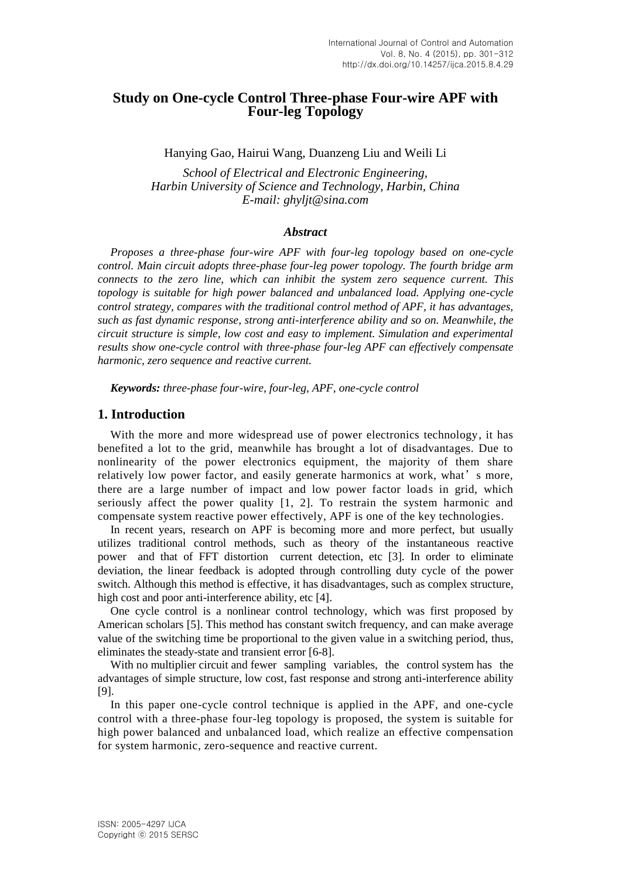# Study on One-cycle Control Three-phase Four-wire APF with Four-leg Topology

Hanying Gao, Hairui Wang, Duanzeng Liu and Weili Li

*School of Electrical and Electronic Engineering, Harbin University of Science and Technology, Harbin, China*
*E-mail: ghyljt@sina.com*

### *Abstract*

*Proposes a three-phase four-wire APF with four-leg topology based on one-cycle control. Main circuit adopts three-phase four-leg power topology. The fourth bridge arm connects to the zero line, which can inhibit the system zero sequence current. This topology is suitable for high power balanced and unbalanced load. Applying one-cycle control strategy, compares with the traditional control method of APF, it has advantages, such as fast dynamic response, strong anti-interference ability and so on. Meanwhile, the circuit structure is simple, low cost and easy to implement. Simulation and experimental results show one-cycle control with three-phase four-leg APF can effectively compensate harmonic, zero sequence and reactive current.*

***Keywords:*** *three-phase four-wire, four-leg, APF, one-cycle control*

## 1. Introduction

With the more and more widespread use of power electronics technology, it has benefited a lot to the grid, meanwhile has brought a lot of disadvantages. Due to nonlinearity of the power electronics equipment, the majority of them share relatively low power factor, and easily generate harmonics at work, what's more, there are a large number of impact and low power factor loads in grid, which seriously affect the power quality [1, 2]. To restrain the system harmonic and compensate system reactive power effectively, APF is one of the key technologies.

In recent years, research on APF is becoming more and more perfect, but usually utilizes traditional control methods, such as theory of the instantaneous reactive power and that of FFT distortion current detection, etc [3]. In order to eliminate deviation, the linear feedback is adopted through controlling duty cycle of the power switch. Although this method is effective, it has disadvantages, such as complex structure, high cost and poor anti-interference ability, etc [4].

One cycle control is a nonlinear control technology, which was first proposed by American scholars [5]. This method has constant switch frequency, and can make average value of the switching time be proportional to the given value in a switching period, thus, eliminates the steady-state and transient error [6-8].

With no multiplier circuit and fewer sampling variables, the control system has the advantages of simple structure, low cost, fast response and strong anti-interference ability [9].

In this paper one-cycle control technique is applied in the APF, and one-cycle control with a three-phase four-leg topology is proposed, the system is suitable for high power balanced and unbalanced load, which realize an effective compensation for system harmonic, zero-sequence and reactive current.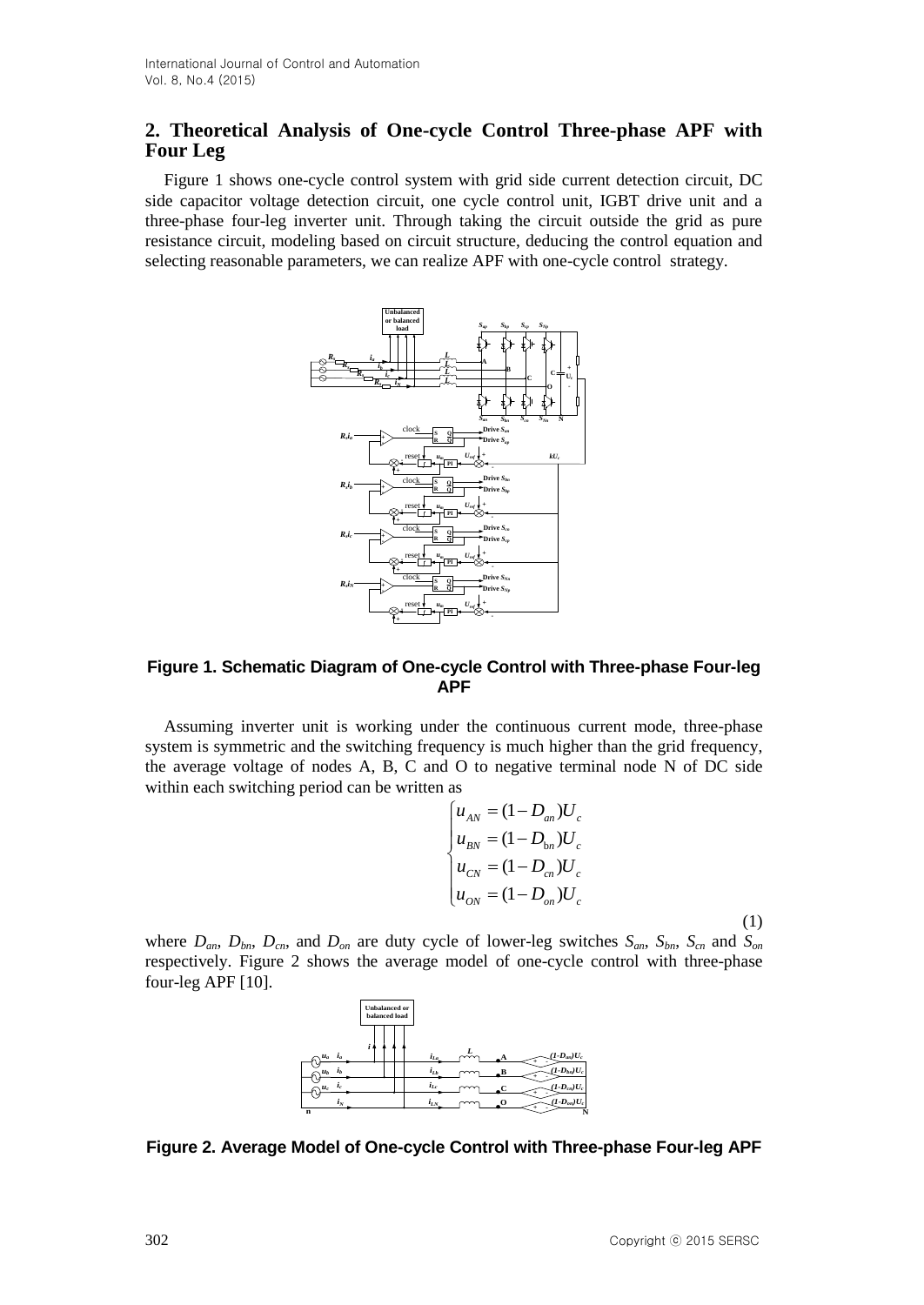## 2. Theoretical Analysis of One-cycle Control Three-phase APF with Four Leg

Figure 1 shows one-cycle control system with grid side current detection circuit, DC side capacitor voltage detection circuit, one cycle control unit, IGBT drive unit and a three-phase four-leg inverter unit. Through taking the circuit outside the grid as pure resistance circuit, modeling based on circuit structure, deducing the control equation and selecting reasonable parameters, we can realize APF with one-cycle control strategy.

**Figure 1. Schematic Diagram of One-cycle Control with Three-phase Four-leg APF**

Assuming inverter unit is working under the continuous current mode, three-phase system is symmetric and the switching frequency is much higher than the grid frequency, the average voltage of nodes A, B, C and O to negative terminal node N of DC side within each switching period can be written as

$$\begin{cases} u_{AN} = (1 - D_{an})U_c \\ u_{BN} = (1 - D_{bn})U_c \\ u_{CN} = (1 - D_{cn})U_c \\ u_{ON} = (1 - D_{on})U_c \end{cases} \tag{1}$$

where $D_{an}$, $D_{bn}$, $D_{cn}$, and $D_{on}$ are duty cycle of lower-leg switches $S_{an}$, $S_{bn}$, $S_{cn}$ and $S_{on}$ respectively. Figure 2 shows the average model of one-cycle control with three-phase four-leg APF [10].

**Figure 2. Average Model of One-cycle Control with Three-phase Four-leg APF**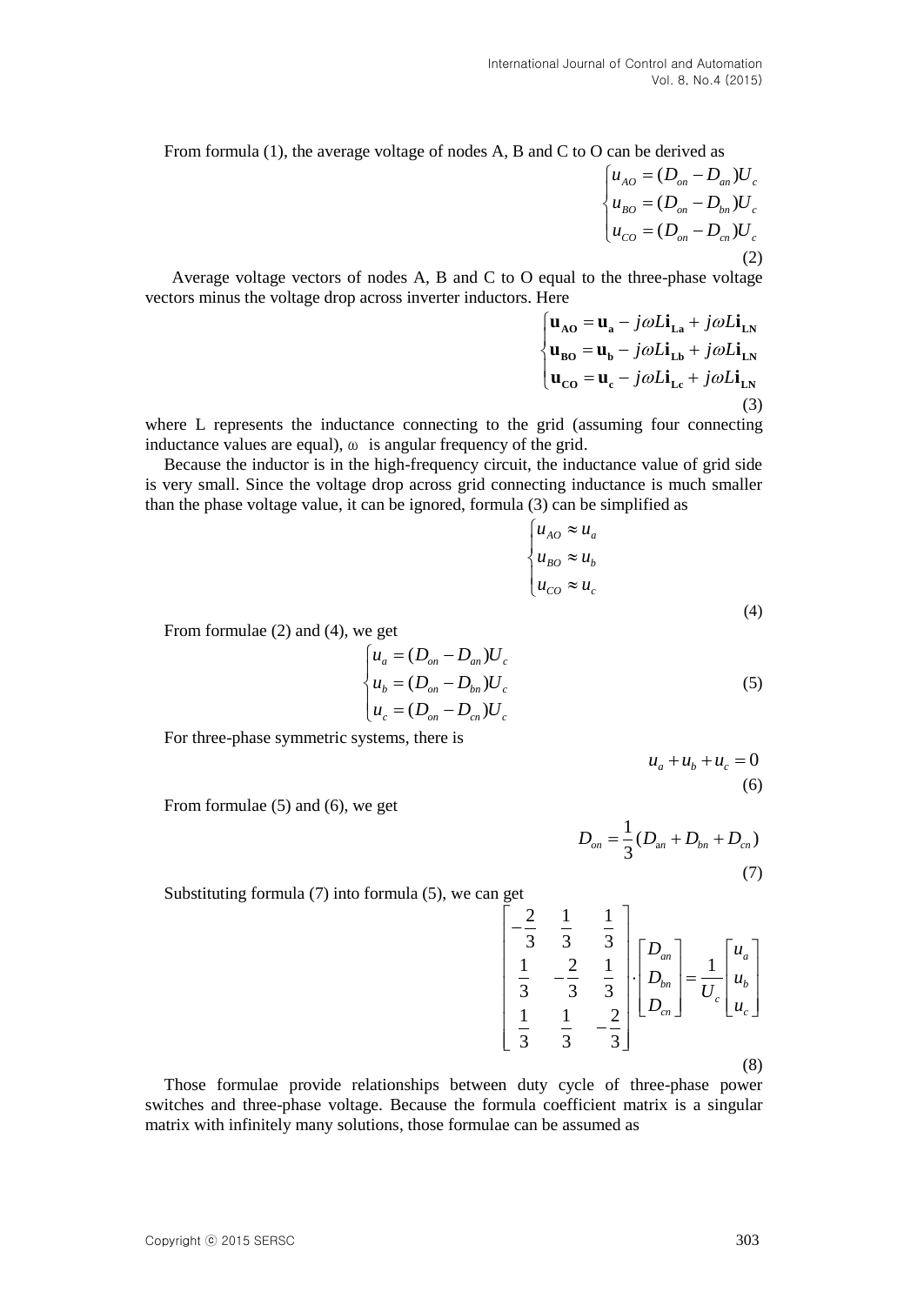From formula (1), the average voltage of nodes A, B and C to O can be derived as

$$\begin{cases} u_{AO} = (D_{on} - D_{an})U_c \\ u_{BO} = (D_{on} - D_{bn})U_c \\ u_{CO} = (D_{on} - D_{cn})U_c \end{cases} \tag{2}$$

Average voltage vectors of nodes A, B and C to O equal to the three-phase voltage vectors minus the voltage drop across inverter inductors. Here

$$\begin{cases} \mathbf{u_{AO}} = \mathbf{u_a} - j\omega L\mathbf{i_{La}} + j\omega L\mathbf{i_{LN}} \\ \mathbf{u_{BO}} = \mathbf{u_b} - j\omega L\mathbf{i_{Lb}} + j\omega L\mathbf{i_{LN}} \\ \mathbf{u_{CO}} = \mathbf{u_c} - j\omega L\mathbf{i_{Lc}} + j\omega L\mathbf{i_{LN}} \end{cases} \tag{3}$$

where L represents the inductance connecting to the grid (assuming four connecting inductance values are equal), $\omega$ is angular frequency of the grid.

Because the inductor is in the high-frequency circuit, the inductance value of grid side is very small. Since the voltage drop across grid connecting inductance is much smaller than the phase voltage value, it can be ignored, formula (3) can be simplified as

$$\begin{cases} u_{AO} \approx u_a \\ u_{BO} \approx u_b \\ u_{CO} \approx u_c \end{cases} \tag{4}$$

From formulae (2) and (4), we get

$$\begin{cases} u_a = (D_{on} - D_{an})U_c \\ u_b = (D_{on} - D_{bn})U_c \\ u_c = (D_{on} - D_{cn})U_c \end{cases} \tag{5}$$

For three-phase symmetric systems, there is

$$u_a + u_b + u_c = 0 \tag{6}$$

From formulae (5) and (6), we get

$$D_{on} = \frac{1}{3}(D_{an} + D_{bn} + D_{cn}) \tag{7}$$

Substituting formula (7) into formula (5), we can get

$$\begin{bmatrix} -\frac{2}{3} & \frac{1}{3} & \frac{1}{3} \\ \frac{1}{3} & -\frac{2}{3} & \frac{1}{3} \\ \frac{1}{3} & \frac{1}{3} & -\frac{2}{3} \end{bmatrix} \cdot \begin{bmatrix} D_{an} \\ D_{bn} \\ D_{cn} \end{bmatrix} = \frac{1}{U_c} \begin{bmatrix} u_a \\ u_b \\ u_c \end{bmatrix} \tag{8}$$

Those formulae provide relationships between duty cycle of three-phase power switches and three-phase voltage. Because the formula coefficient matrix is a singular matrix with infinitely many solutions, those formulae can be assumed as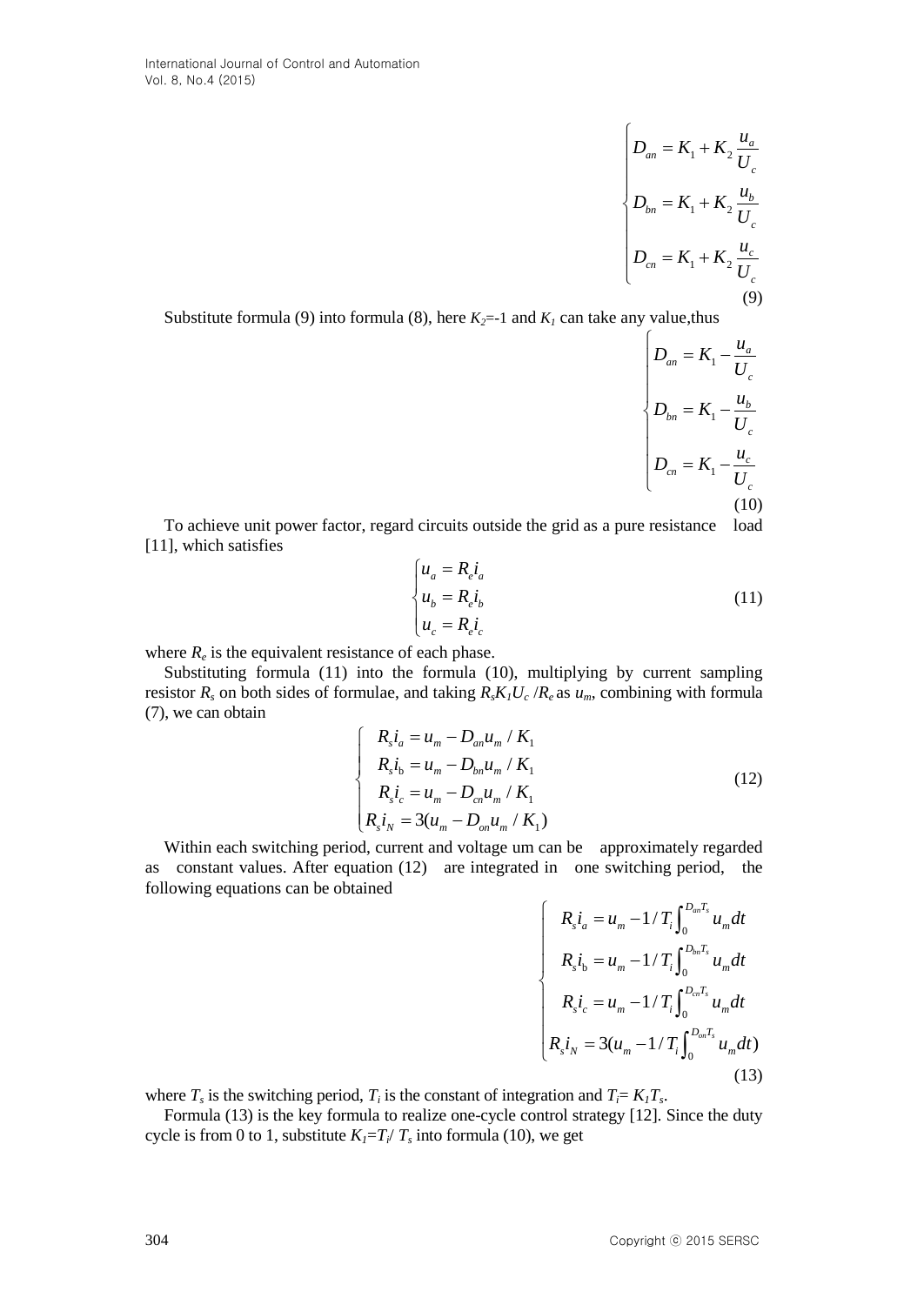$$\begin{cases} D_{an} = K_1 + K_2 \dfrac{u_a}{U_c} \\ D_{bn} = K_1 + K_2 \dfrac{u_b}{U_c} \\ D_{cn} = K_1 + K_2 \dfrac{u_c}{U_c} \end{cases} \tag{9}$$

Substitute formula (9) into formula (8), here $K_2$=-1 and $K_1$ can take any value,thus

$$\begin{cases} D_{an} = K_1 - \dfrac{u_a}{U_c} \\ D_{bn} = K_1 - \dfrac{u_b}{U_c} \\ D_{cn} = K_1 - \dfrac{u_c}{U_c} \end{cases} \tag{10}$$

To achieve unit power factor, regard circuits outside the grid as a pure resistance load [11], which satisfies

$$\begin{cases} u_a = R_e i_a \\ u_b = R_e i_b \\ u_c = R_e i_c \end{cases} \tag{11}$$

where $R_e$ is the equivalent resistance of each phase.

Substituting formula (11) into the formula (10), multiplying by current sampling resistor $R_s$ on both sides of formulae, and taking $R_s K_1 U_c / R_e$ as $u_m$, combining with formula (7), we can obtain

$$\begin{cases} R_s i_a = u_m - D_{an} u_m / K_1 \\ R_s i_b = u_m - D_{bn} u_m / K_1 \\ R_s i_c = u_m - D_{cn} u_m / K_1 \\ R_s i_N = 3(u_m - D_{on} u_m / K_1) \end{cases} \tag{12}$$

Within each switching period, current and voltage um can be approximately regarded as constant values. After equation (12) are integrated in one switching period, the following equations can be obtained

$$\begin{cases} R_s i_a = u_m - 1/T_i \int_0^{D_{an}T_s} u_m dt \\ R_s i_b = u_m - 1/T_i \int_0^{D_{bn}T_s} u_m dt \\ R_s i_c = u_m - 1/T_i \int_0^{D_{cn}T_s} u_m dt \\ R_s i_N = 3(u_m - 1/T_i \int_0^{D_{on}T_s} u_m dt) \end{cases} \tag{13}$$

where $T_s$ is the switching period, $T_i$ is the constant of integration and $T_i = K_1 T_s$.

Formula (13) is the key formula to realize one-cycle control strategy [12]. Since the duty cycle is from 0 to 1, substitute $K_1 = T_i / T_s$ into formula (10), we get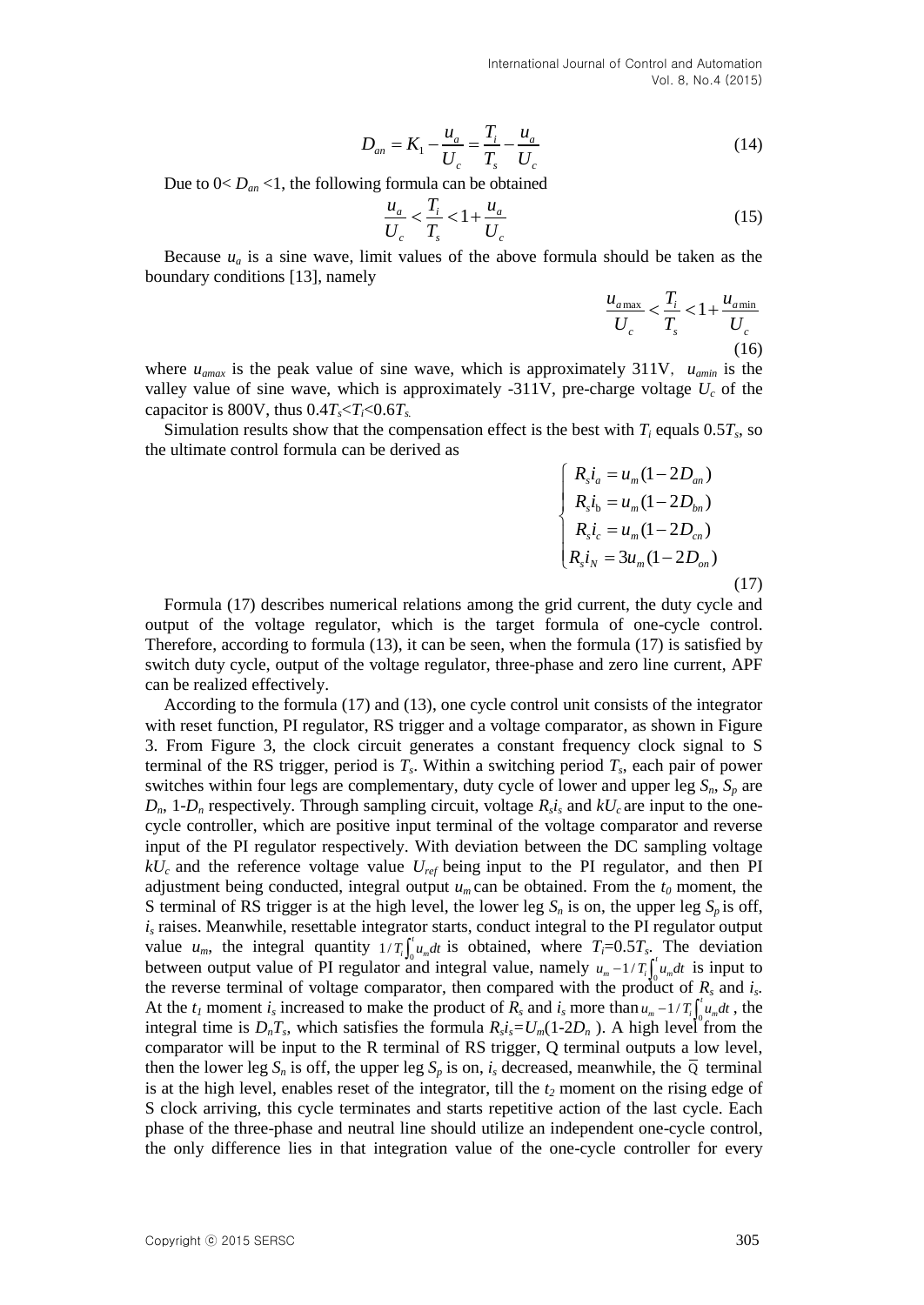$$D_{an} = K_1 - \frac{u_a}{U_c} = \frac{T_i}{T_s} - \frac{u_a}{U_c} \tag{14}$$

Due to 0< $D_{an}$ <1, the following formula can be obtained

$$\frac{u_a}{U_c} < \frac{T_i}{T_s} < 1 + \frac{u_a}{U_c} \tag{15}$$

Because $u_a$ is a sine wave, limit values of the above formula should be taken as the boundary conditions [13], namely

$$\frac{u_{a\max}}{U_c} < \frac{T_i}{T_s} < 1 + \frac{u_{a\min}}{U_c} \tag{16}$$

where $u_{amax}$ is the peak value of sine wave, which is approximately 311V, $u_{amin}$ is the valley value of sine wave, which is approximately -311V, pre-charge voltage $U_c$ of the capacitor is 800V, thus $0.4T_s<T_i<0.6T_s$.

Simulation results show that the compensation effect is the best with $T_i$ equals $0.5T_s$, so the ultimate control formula can be derived as

$$\begin{cases} R_s i_a = u_m(1-2D_{an}) \\ R_s i_b = u_m(1-2D_{bn}) \\ R_s i_c = u_m(1-2D_{cn}) \\ R_s i_N = 3u_m(1-2D_{on}) \end{cases} \tag{17}$$

Formula (17) describes numerical relations among the grid current, the duty cycle and output of the voltage regulator, which is the target formula of one-cycle control. Therefore, according to formula (13), it can be seen, when the formula (17) is satisfied by switch duty cycle, output of the voltage regulator, three-phase and zero line current, APF can be realized effectively.

According to the formula (17) and (13), one cycle control unit consists of the integrator with reset function, PI regulator, RS trigger and a voltage comparator, as shown in Figure 3. From Figure 3, the clock circuit generates a constant frequency clock signal to S terminal of the RS trigger, period is $T_s$. Within a switching period $T_s$, each pair of power switches within four legs are complementary, duty cycle of lower and upper leg $S_n$, $S_p$ are $D_n$, $1$-$D_n$ respectively. Through sampling circuit, voltage $R_si_s$ and $kU_c$ are input to the one-cycle controller, which are positive input terminal of the voltage comparator and reverse input of the PI regulator respectively. With deviation between the DC sampling voltage $kU_c$ and the reference voltage value $U_{ref}$ being input to the PI regulator, and then PI adjustment being conducted, integral output $u_m$ can be obtained. From the $t_0$ moment, the S terminal of RS trigger is at the high level, the lower leg $S_n$ is on, the upper leg $S_p$ is off, $i_s$ raises. Meanwhile, resettable integrator starts, conduct integral to the PI regulator output value $u_m$, the integral quantity $1/T_i\int_0^t u_m dt$ is obtained, where $T_i$=$0.5T_s$. The deviation between output value of PI regulator and integral value, namely $u_m - 1/T_i\int_0^t u_m dt$ is input to the reverse terminal of voltage comparator, then compared with the product of $R_s$ and $i_s$. At the $t_1$ moment $i_s$ increased to make the product of $R_s$ and $i_s$ more than $u_m - 1/T_i\int_0^t u_m dt$, the integral time is $D_nT_s$, which satisfies the formula $R_si_s$=$U_m(1$-$2D_n)$. A high level from the comparator will be input to the R terminal of RS trigger, Q terminal outputs a low level, then the lower leg $S_n$ is off, the upper leg $S_p$ is on, $i_s$ decreased, meanwhile, the $\overline{Q}$ terminal is at the high level, enables reset of the integrator, till the $t_2$ moment on the rising edge of S clock arriving, this cycle terminates and starts repetitive action of the last cycle. Each phase of the three-phase and neutral line should utilize an independent one-cycle control, the only difference lies in that integration value of the one-cycle controller for every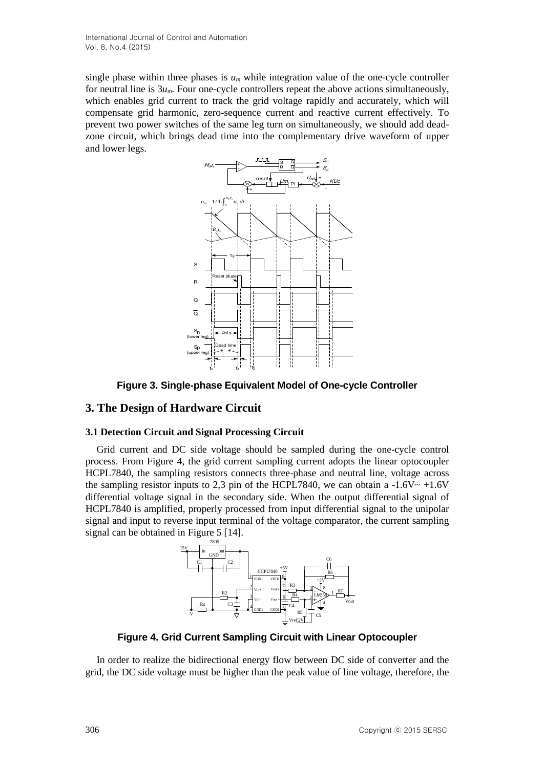single phase within three phases is $u_m$ while integration value of the one-cycle controller for neutral line is $3u_m$. Four one-cycle controllers repeat the above actions simultaneously, which enables grid current to track the grid voltage rapidly and accurately, which will compensate grid harmonic, zero-sequence current and reactive current effectively. To prevent two power switches of the same leg turn on simultaneously, we should add dead-zone circuit, which brings dead time into the complementary drive waveform of upper and lower legs.

**Figure 3. Single-phase Equivalent Model of One-cycle Controller**

## 3. The Design of Hardware Circuit

### 3.1 Detection Circuit and Signal Processing Circuit

Grid current and DC side voltage should be sampled during the one-cycle control process. From Figure 4, the grid current sampling current adopts the linear optocoupler HCPL7840, the sampling resistors connects three-phase and neutral line, voltage across the sampling resistor inputs to 2,3 pin of the HCPL7840, we can obtain a -1.6V~ +1.6V differential voltage signal in the secondary side. When the output differential signal of HCPL7840 is amplified, properly processed from input differential signal to the unipolar signal and input to reverse input terminal of the voltage comparator, the current sampling signal can be obtained in Figure 5 [14].

**Figure 4. Grid Current Sampling Circuit with Linear Optocoupler**

In order to realize the bidirectional energy flow between DC side of converter and the grid, the DC side voltage must be higher than the peak value of line voltage, therefore, the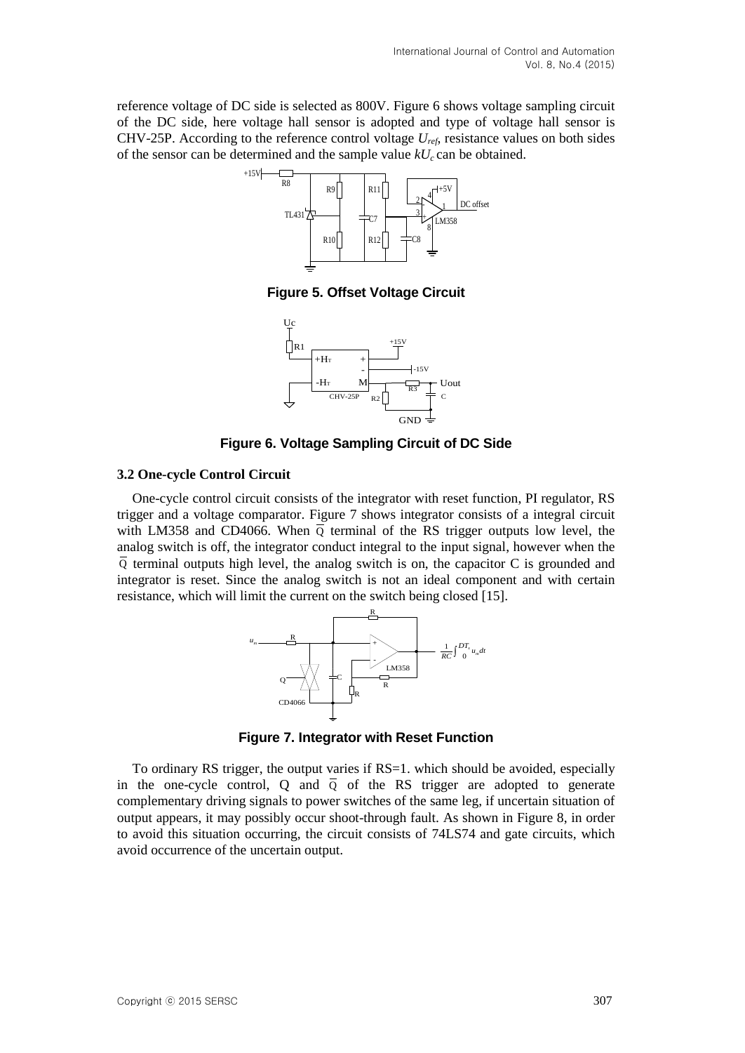reference voltage of DC side is selected as 800V. Figure 6 shows voltage sampling circuit of the DC side, here voltage hall sensor is adopted and type of voltage hall sensor is CHV-25P. According to the reference control voltage $U_{ref}$, resistance values on both sides of the sensor can be determined and the sample value $kU_c$ can be obtained.

**Figure 5. Offset Voltage Circuit**

**Figure 6. Voltage Sampling Circuit of DC Side**

### 3.2 One-cycle Control Circuit

One-cycle control circuit consists of the integrator with reset function, PI regulator, RS trigger and a voltage comparator. Figure 7 shows integrator consists of a integral circuit with LM358 and CD4066. When $\overline{Q}$ terminal of the RS trigger outputs low level, the analog switch is off, the integrator conduct integral to the input signal, however when the $\overline{Q}$ terminal outputs high level, the analog switch is on, the capacitor C is grounded and integrator is reset. Since the analog switch is not an ideal component and with certain resistance, which will limit the current on the switch being closed [15].

**Figure 7. Integrator with Reset Function**

To ordinary RS trigger, the output varies if RS=1. which should be avoided, especially in the one-cycle control, Q and $\overline{Q}$ of the RS trigger are adopted to generate complementary driving signals to power switches of the same leg, if uncertain situation of output appears, it may possibly occur shoot-through fault. As shown in Figure 8, in order to avoid this situation occurring, the circuit consists of 74LS74 and gate circuits, which avoid occurrence of the uncertain output.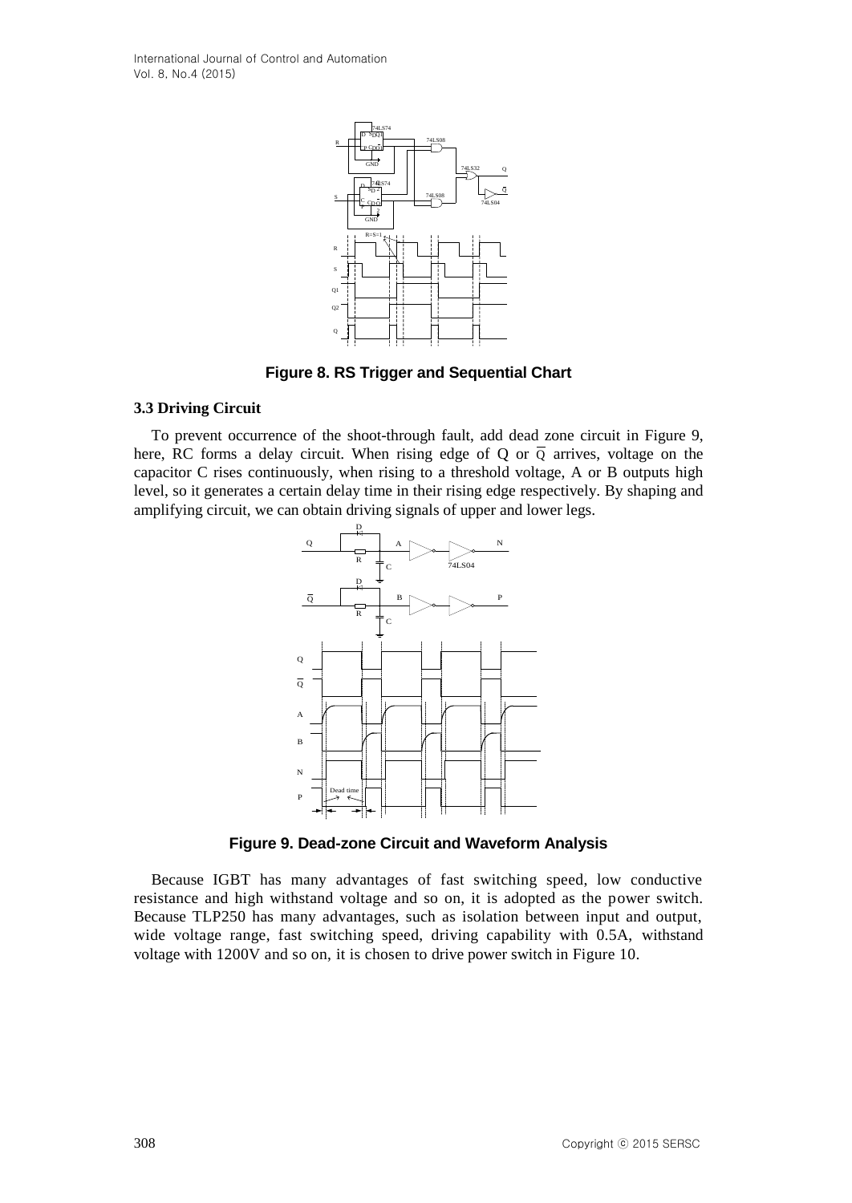Figure 8. RS Trigger and Sequential Chart

### 3.3 Driving Circuit

To prevent occurrence of the shoot-through fault, add dead zone circuit in Figure 9, here, RC forms a delay circuit. When rising edge of Q or $\overline{Q}$ arrives, voltage on the capacitor C rises continuously, when rising to a threshold voltage, A or B outputs high level, so it generates a certain delay time in their rising edge respectively. By shaping and amplifying circuit, we can obtain driving signals of upper and lower legs.

Figure 9. Dead-zone Circuit and Waveform Analysis

Because IGBT has many advantages of fast switching speed, low conductive resistance and high withstand voltage and so on, it is adopted as the power switch. Because TLP250 has many advantages, such as isolation between input and output, wide voltage range, fast switching speed, driving capability with 0.5A, withstand voltage with 1200V and so on, it is chosen to drive power switch in Figure 10.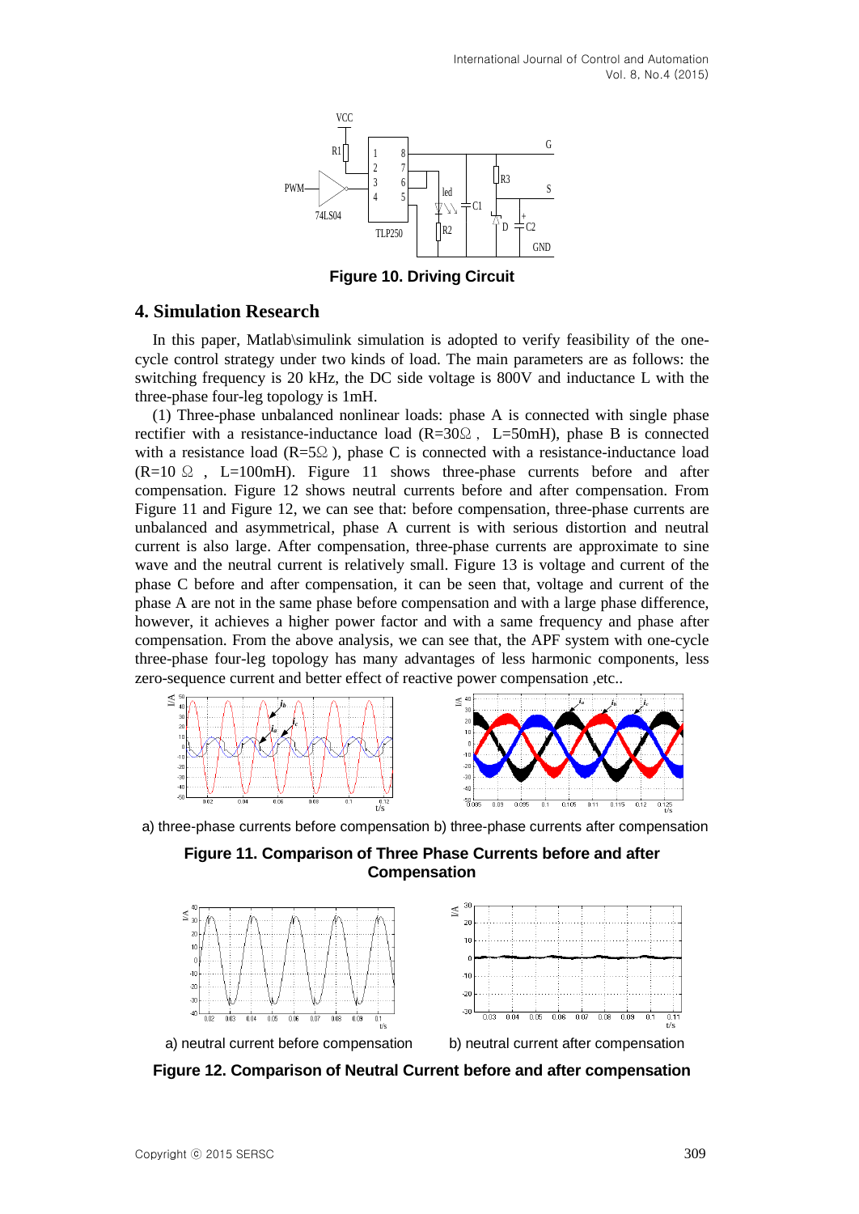Figure 10. Driving Circuit

## 4. Simulation Research

In this paper, Matlab\simulink simulation is adopted to verify feasibility of the one-cycle control strategy under two kinds of load. The main parameters are as follows: the switching frequency is 20 kHz, the DC side voltage is 800V and inductance L with the three-phase four-leg topology is 1mH.

(1) Three-phase unbalanced nonlinear loads: phase A is connected with single phase rectifier with a resistance-inductance load (R=30Ω， L=50mH), phase B is connected with a resistance load (R=5Ω), phase C is connected with a resistance-inductance load (R=10 Ω ， L=100mH). Figure 11 shows three-phase currents before and after compensation. Figure 12 shows neutral currents before and after compensation. From Figure 11 and Figure 12, we can see that: before compensation, three-phase currents are unbalanced and asymmetrical, phase A current is with serious distortion and neutral current is also large. After compensation, three-phase currents are approximate to sine wave and the neutral current is relatively small. Figure 13 is voltage and current of the phase C before and after compensation, it can be seen that, voltage and current of the phase A are not in the same phase before compensation and with a large phase difference, however, it achieves a higher power factor and with a same frequency and phase after compensation. From the above analysis, we can see that, the APF system with one-cycle three-phase four-leg topology has many advantages of less harmonic components, less zero-sequence current and better effect of reactive power compensation ,etc..

a) three-phase currents before compensation b) three-phase currents after compensation

**Figure 11. Comparison of Three Phase Currents before and after Compensation**

a) neutral current before compensation b) neutral current after compensation

**Figure 12. Comparison of Neutral Current before and after compensation**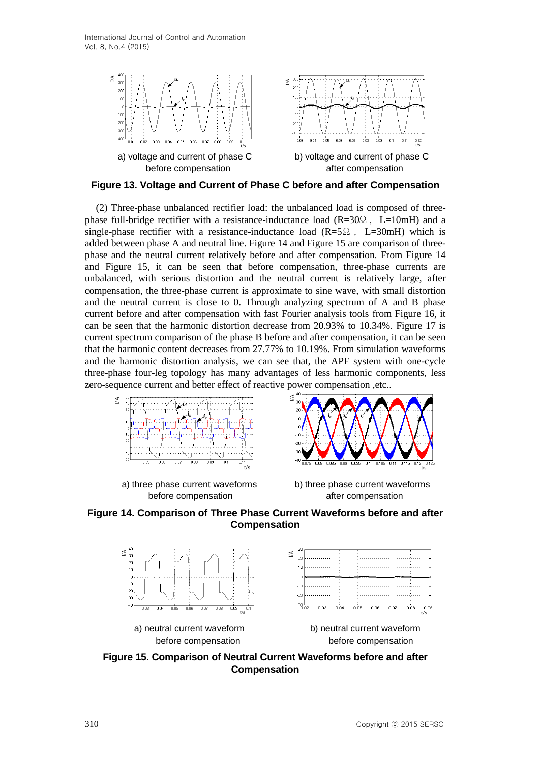a) voltage and current of phase C before compensation

b) voltage and current of phase C after compensation

**Figure 13. Voltage and Current of Phase C before and after Compensation**

(2) Three-phase unbalanced rectifier load: the unbalanced load is composed of three-phase full-bridge rectifier with a resistance-inductance load (R=30Ω， L=10mH) and a single-phase rectifier with a resistance-inductance load (R=5Ω， L=30mH) which is added between phase A and neutral line. Figure 14 and Figure 15 are comparison of three-phase and the neutral current relatively before and after compensation. From Figure 14 and Figure 15, it can be seen that before compensation, three-phase currents are unbalanced, with serious distortion and the neutral current is relatively large, after compensation, the three-phase current is approximate to sine wave, with small distortion and the neutral current is close to 0. Through analyzing spectrum of A and B phase current before and after compensation with fast Fourier analysis tools from Figure 16, it can be seen that the harmonic distortion decrease from 20.93% to 10.34%. Figure 17 is current spectrum comparison of the phase B before and after compensation, it can be seen that the harmonic content decreases from 27.77% to 10.19%. From simulation waveforms and the harmonic distortion analysis, we can see that, the APF system with one-cycle three-phase four-leg topology has many advantages of less harmonic components, less zero-sequence current and better effect of reactive power compensation ,etc..

a) three phase current waveforms before compensation

b) three phase current waveforms after compensation

**Figure 14. Comparison of Three Phase Current Waveforms before and after Compensation**

a) neutral current waveform before compensation

b) neutral current waveform before compensation

**Figure 15. Comparison of Neutral Current Waveforms before and after Compensation**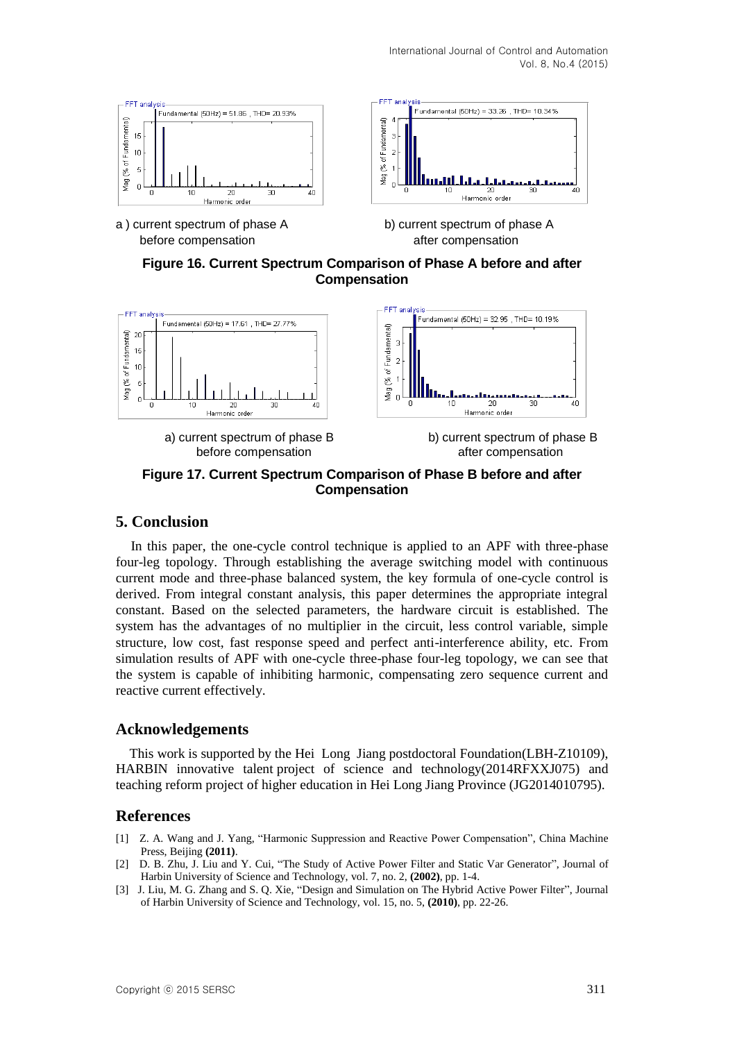a ) current spectrum of phase A before compensation

b) current spectrum of phase A after compensation

**Figure 16. Current Spectrum Comparison of Phase A before and after Compensation**

a) current spectrum of phase B before compensation

b) current spectrum of phase B after compensation

**Figure 17. Current Spectrum Comparison of Phase B before and after Compensation**

## 5. Conclusion

In this paper, the one-cycle control technique is applied to an APF with three-phase four-leg topology. Through establishing the average switching model with continuous current mode and three-phase balanced system, the key formula of one-cycle control is derived. From integral constant analysis, this paper determines the appropriate integral constant. Based on the selected parameters, the hardware circuit is established. The system has the advantages of no multiplier in the circuit, less control variable, simple structure, low cost, fast response speed and perfect anti-interference ability, etc. From simulation results of APF with one-cycle three-phase four-leg topology, we can see that the system is capable of inhibiting harmonic, compensating zero sequence current and reactive current effectively.

## Acknowledgements

This work is supported by the Hei Long Jiang postdoctoral Foundation(LBH-Z10109), HARBIN innovative talent project of science and technology(2014RFXXJ075) and teaching reform project of higher education in Hei Long Jiang Province (JG2014010795).

## References

[1] Z. A. Wang and J. Yang, "Harmonic Suppression and Reactive Power Compensation", China Machine Press, Beijing **(2011)**.

[2] D. B. Zhu, J. Liu and Y. Cui, "The Study of Active Power Filter and Static Var Generator", Journal of Harbin University of Science and Technology, vol. 7, no. 2, **(2002)**, pp. 1-4.

[3] J. Liu, M. G. Zhang and S. Q. Xie, "Design and Simulation on The Hybrid Active Power Filter", Journal of Harbin University of Science and Technology, vol. 15, no. 5, **(2010)**, pp. 22-26.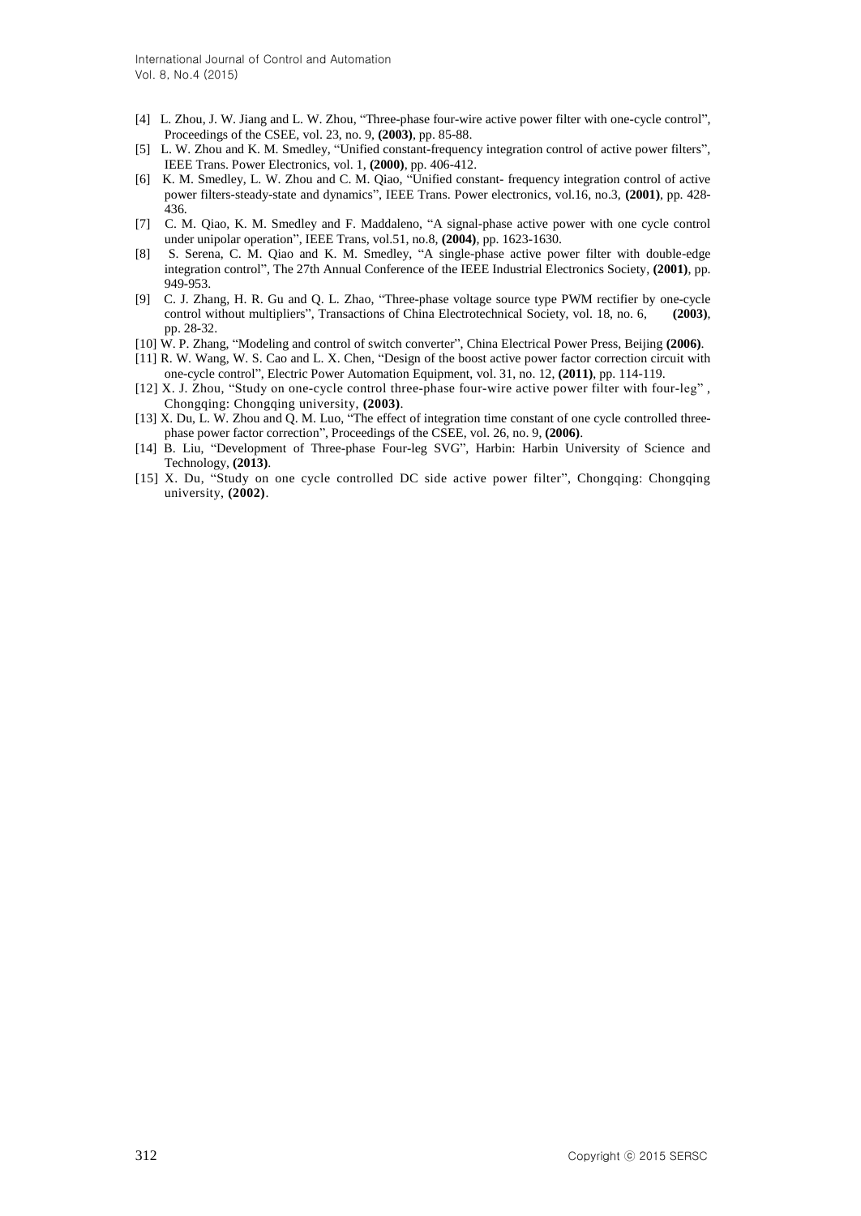[4] L. Zhou, J. W. Jiang and L. W. Zhou, “Three-phase four-wire active power filter with one-cycle control”, Proceedings of the CSEE, vol. 23, no. 9, **(2003)**, pp. 85-88.

[5] L. W. Zhou and K. M. Smedley, “Unified constant-frequency integration control of active power filters”, IEEE Trans. Power Electronics, vol. 1, **(2000)**, pp. 406-412.

[6] K. M. Smedley, L. W. Zhou and C. M. Qiao, “Unified constant- frequency integration control of active power filters-steady-state and dynamics”, IEEE Trans. Power electronics, vol.16, no.3, **(2001)**, pp. 428-436.

[7] C. M. Qiao, K. M. Smedley and F. Maddaleno, “A signal-phase active power with one cycle control under unipolar operation”, IEEE Trans, vol.51, no.8, **(2004)**, pp. 1623-1630.

[8] S. Serena, C. M. Qiao and K. M. Smedley, “A single-phase active power filter with double-edge integration control”, The 27th Annual Conference of the IEEE Industrial Electronics Society, **(2001)**, pp. 949-953.

[9] C. J. Zhang, H. R. Gu and Q. L. Zhao, “Three-phase voltage source type PWM rectifier by one-cycle control without multipliers”, Transactions of China Electrotechnical Society, vol. 18, no. 6, **(2003)**, pp. 28-32.

[10] W. P. Zhang, “Modeling and control of switch converter”, China Electrical Power Press, Beijing **(2006)**.

[11] R. W. Wang, W. S. Cao and L. X. Chen, “Design of the boost active power factor correction circuit with one-cycle control”, Electric Power Automation Equipment, vol. 31, no. 12, **(2011)**, pp. 114-119.

[12] X. J. Zhou, “Study on one-cycle control three-phase four-wire active power filter with four-leg” , Chongqing: Chongqing university, **(2003)**.

[13] X. Du, L. W. Zhou and Q. M. Luo, “The effect of integration time constant of one cycle controlled three-phase power factor correction”, Proceedings of the CSEE, vol. 26, no. 9, **(2006)**.

[14] B. Liu, “Development of Three-phase Four-leg SVG”, Harbin: Harbin University of Science and Technology, **(2013)**.

[15] X. Du, “Study on one cycle controlled DC side active power filter”, Chongqing: Chongqing university, **(2002)**.